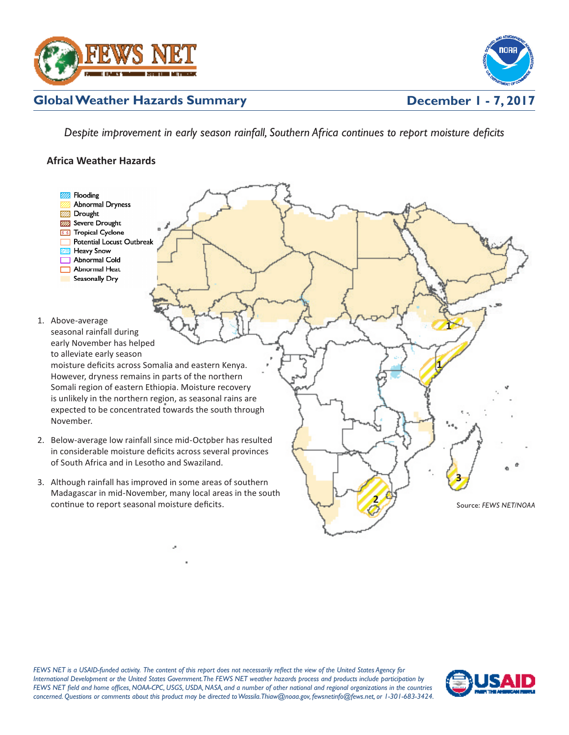# Global Weather Hazards Summary

**December 1 - 7, 2017**

*Despite improvement in early season rainfall, Southern Africa continues to report moisture deficits*

## Africa Weather Hazards

- Flooding
- Abnormal Dryness
- Drought
- Severe Drought
- Tropical Cyclone
- Potential Locust Outbreak
- Heavy Snow
- Abnormal Cold
- Abnormal Heat
- Seasonally Dry

1. Above-average seasonal rainfall during early November has helped to alleviate early season moisture deficits across Somalia and eastern Kenya. However, dryness remains in parts of the northern Somali region of eastern Ethiopia. Moisture recovery is unlikely in the northern region, as seasonal rains are expected to be concentrated towards the south through November.

2. Below-average low rainfall since mid-October has resulted in considerable moisture deficits across several provinces of South Africa and in Lesotho and Swaziland.

3. Although rainfall has improved in some areas of southern Madagascar in mid-November, many local areas in the south continue to report seasonal moisture deficits.

Source: *FEWS NET/NOAA*

*FEWS NET is a USAID-funded activity. The content of this report does not necessarily reflect the view of the United States Agency for International Development or the United States Government. The FEWS NET weather hazards process and products include participation by FEWS NET field and home offices, NOAA-CPC, USGS, USDA, NASA, and a number of other national and regional organizations in the countries concerned. Questions or comments about this product may be directed to Wassila.Thiaw@noaa.gov, fewsnetinfo@fews.net, or 1-301-683-3424.*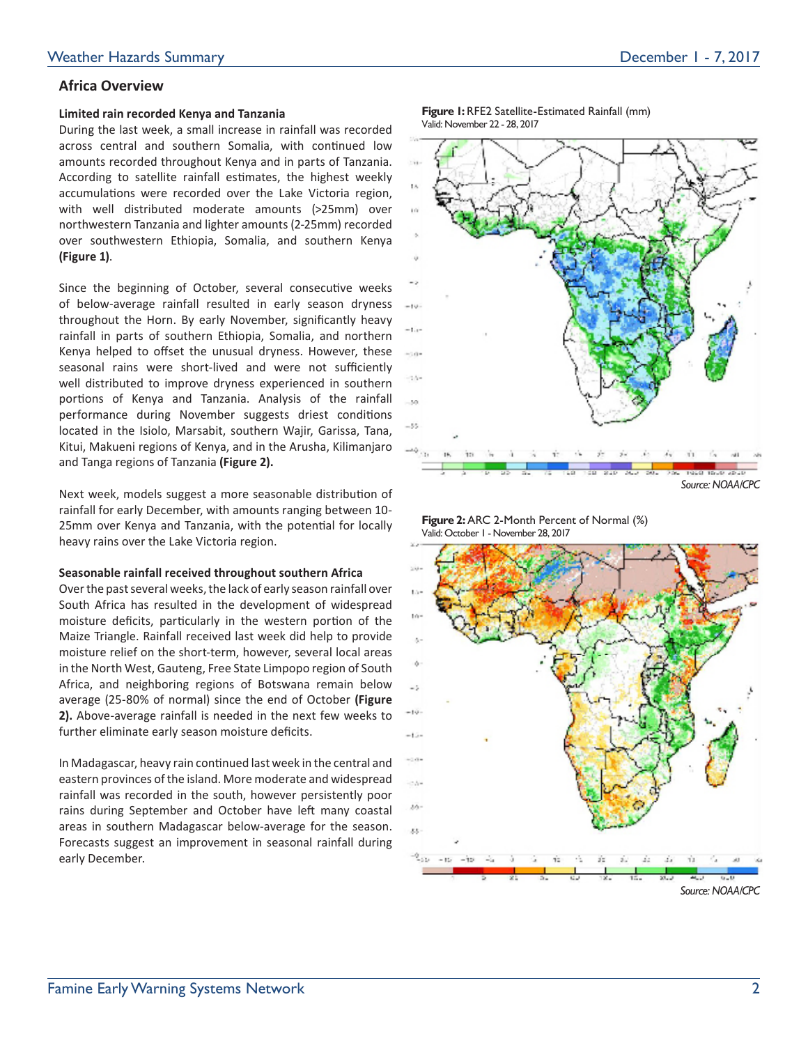## Africa Overview

### Limited rain recorded Kenya and Tanzania

During the last week, a small increase in rainfall was recorded across central and southern Somalia, with continued low amounts recorded throughout Kenya and in parts of Tanzania. According to satellite rainfall estimates, the highest weekly accumulations were recorded over the Lake Victoria region, with well distributed moderate amounts (>25mm) over northwestern Tanzania and lighter amounts (2-25mm) recorded over southwestern Ethiopia, Somalia, and southern Kenya **(Figure 1)**.

Since the beginning of October, several consecutive weeks of below-average rainfall resulted in early season dryness throughout the Horn. By early November, significantly heavy rainfall in parts of southern Ethiopia, Somalia, and northern Kenya helped to offset the unusual dryness. However, these seasonal rains were short-lived and were not sufficiently well distributed to improve dryness experienced in southern portions of Kenya and Tanzania. Analysis of the rainfall performance during November suggests driest conditions located in the Isiolo, Marsabit, southern Wajir, Garissa, Tana, Kitui, Makueni regions of Kenya, and in the Arusha, Kilimanjaro and Tanga regions of Tanzania **(Figure 2).**

Next week, models suggest a more seasonable distribution of rainfall for early December, with amounts ranging between 10-25mm over Kenya and Tanzania, with the potential for locally heavy rains over the Lake Victoria region.

### Seasonable rainfall received throughout southern Africa

Over the past several weeks, the lack of early season rainfall over South Africa has resulted in the development of widespread moisture deficits, particularly in the western portion of the Maize Triangle. Rainfall received last week did help to provide moisture relief on the short-term, however, several local areas in the North West, Gauteng, Free State Limpopo region of South Africa, and neighboring regions of Botswana remain below average (25-80% of normal) since the end of October **(Figure 2).** Above-average rainfall is needed in the next few weeks to further eliminate early season moisture deficits.

In Madagascar, heavy rain continued last week in the central and eastern provinces of the island. More moderate and widespread rainfall was recorded in the south, however persistently poor rains during September and October have left many coastal areas in southern Madagascar below-average for the season. Forecasts suggest an improvement in seasonal rainfall during early December.

**Figure 1:** RFE2 Satellite-Estimated Rainfall (mm)
Valid: November 22 - 28, 2017

*Source: NOAA/CPC*

**Figure 2:** ARC 2-Month Percent of Normal (%)
Valid: October 1 - November 28, 2017

*Source: NOAA/CPC*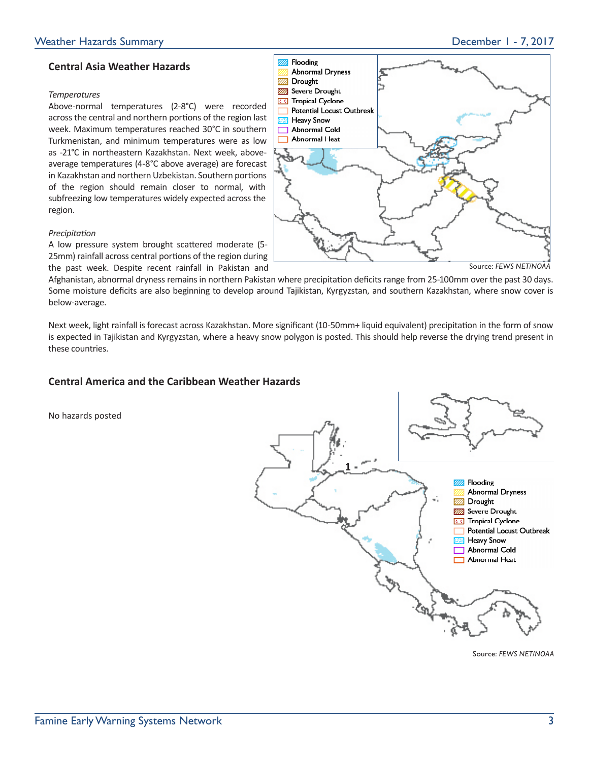## Central Asia Weather Hazards

*Temperatures*

Above-normal temperatures (2-8°C) were recorded across the central and northern portions of the region last week. Maximum temperatures reached 30°C in southern Turkmenistan, and minimum temperatures were as low as -21°C in northeastern Kazakhstan. Next week, above-average temperatures (4-8°C above average) are forecast in Kazakhstan and northern Uzbekistan. Southern portions of the region should remain closer to normal, with subfreezing low temperatures widely expected across the region.

*Precipitation*

A low pressure system brought scattered moderate (5-25mm) rainfall across central portions of the region during the past week. Despite recent rainfall in Pakistan and Afghanistan, abnormal dryness remains in northern Pakistan where precipitation deficits range from 25-100mm over the past 30 days. Some moisture deficits are also beginning to develop around Tajikistan, Kyrgyzstan, and southern Kazakhstan, where snow cover is below-average.

Next week, light rainfall is forecast across Kazakhstan. More significant (10-50mm+ liquid equivalent) precipitation in the form of snow is expected in Tajikistan and Kyrgyzstan, where a heavy snow polygon is posted. This should help reverse the drying trend present in these countries.

Flooding
Abnormal Dryness
Drought
Severe Drought
Tropical Cyclone
Potential Locust Outbreak
Heavy Snow
Abnormal Cold
Abnormal Heat

Source: *FEWS NET/NOAA*

## Central America and the Caribbean Weather Hazards

No hazards posted

1

Flooding
Abnormal Dryness
Drought
Severe Drought
Tropical Cyclone
Potential Locust Outbreak
Heavy Snow
Abnormal Cold
Abnormal Heat

Source: *FEWS NET/NOAA*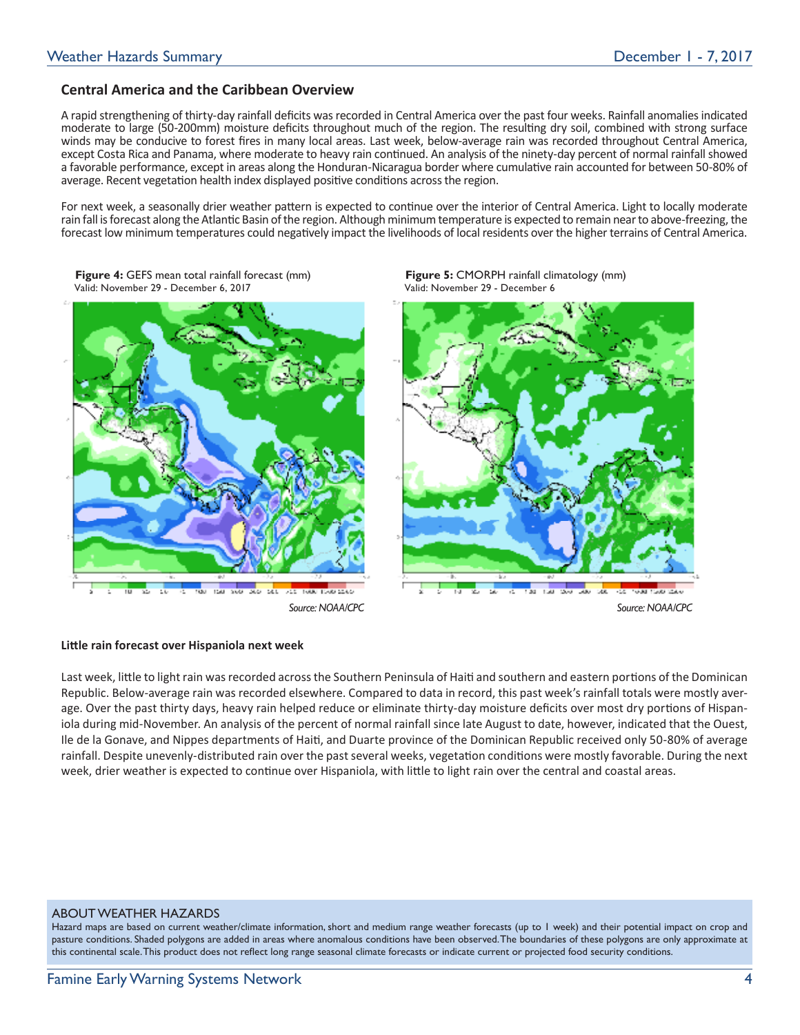## Central America and the Caribbean Overview

A rapid strengthening of thirty-day rainfall deficits was recorded in Central America over the past four weeks. Rainfall anomalies indicated moderate to large (50-200mm) moisture deficits throughout much of the region. The resulting dry soil, combined with strong surface winds may be conducive to forest fires in many local areas. Last week, below-average rain was recorded throughout Central America, except Costa Rica and Panama, where moderate to heavy rain continued. An analysis of the ninety-day percent of normal rainfall showed a favorable performance, except in areas along the Honduran-Nicaragua border where cumulative rain accounted for between 50-80% of average. Recent vegetation health index displayed positive conditions across the region.

For next week, a seasonally drier weather pattern is expected to continue over the interior of Central America. Light to locally moderate rain fall is forecast along the Atlantic Basin of the region. Although minimum temperature is expected to remain near to above-freezing, the forecast low minimum temperatures could negatively impact the livelihoods of local residents over the higher terrains of Central America.

**Figure 4:** GEFS mean total rainfall forecast (mm)
Valid: November 29 - December 6, 2017

*Source: NOAA/CPC*

**Figure 5:** CMORPH rainfall climatology (mm)
Valid: November 29 - December 6

*Source: NOAA/CPC*

### Little rain forecast over Hispaniola next week

Last week, little to light rain was recorded across the Southern Peninsula of Haiti and southern and eastern portions of the Dominican Republic. Below-average rain was recorded elsewhere. Compared to data in record, this past week's rainfall totals were mostly average. Over the past thirty days, heavy rain helped reduce or eliminate thirty-day moisture deficits over most dry portions of Hispaniola during mid-November. An analysis of the percent of normal rainfall since late August to date, however, indicated that the Ouest, Ile de la Gonave, and Nippes departments of Haiti, and Duarte province of the Dominican Republic received only 50-80% of average rainfall. Despite unevenly-distributed rain over the past several weeks, vegetation conditions were mostly favorable. During the next week, drier weather is expected to continue over Hispaniola, with little to light rain over the central and coastal areas.

### ABOUT WEATHER HAZARDS

Hazard maps are based on current weather/climate information, short and medium range weather forecasts (up to 1 week) and their potential impact on crop and pasture conditions. Shaded polygons are added in areas where anomalous conditions have been observed. The boundaries of these polygons are only approximate at this continental scale. This product does not reflect long range seasonal climate forecasts or indicate current or projected food security conditions.